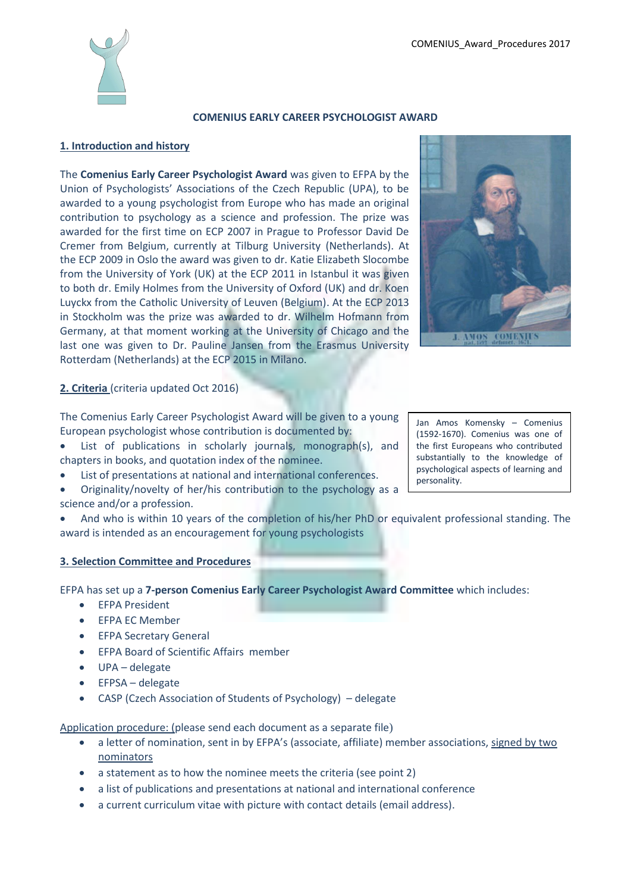# COMENIUS EARLY CAREER PSYCHOLOGIST AWARD

## 1. Introduction and history

The **Comenius Early Career Psychologist Award** was given to EFPA by the Union of Psychologists' Associations of the Czech Republic (UPA), to be awarded to a young psychologist from Europe who has made an original contribution to psychology as a science and profession. The prize was awarded for the first time on ECP 2007 in Prague to Professor David De Cremer from Belgium, currently at Tilburg University (Netherlands). At the ECP 2009 in Oslo the award was given to dr. Katie Elizabeth Slocombe from the University of York (UK) at the ECP 2011 in Istanbul it was given to both dr. Emily Holmes from the University of Oxford (UK) and dr. Koen Luyckx from the Catholic University of Leuven (Belgium). At the ECP 2013 in Stockholm was the prize was awarded to dr. Wilhelm Hofmann from Germany, at that moment working at the University of Chicago and the last one was given to Dr. Pauline Jansen from the Erasmus University Rotterdam (Netherlands) at the ECP 2015 in Milano.

J. AMOS COMENIUS

Jan Amos Komensky – Comenius (1592-1670). Comenius was one of the first Europeans who contributed substantially to the knowledge of psychological aspects of learning and personality.

## 2. Criteria (criteria updated Oct 2016)

The Comenius Early Career Psychologist Award will be given to a young European psychologist whose contribution is documented by:

- List of publications in scholarly journals, monograph(s), and chapters in books, and quotation index of the nominee.
- List of presentations at national and international conferences.
- Originality/novelty of her/his contribution to the psychology as a science and/or a profession.
- And who is within 10 years of the completion of his/her PhD or equivalent professional standing. The award is intended as an encouragement for young psychologists

## 3. Selection Committee and Procedures

EFPA has set up a **7-person Comenius Early Career Psychologist Award Committee** which includes:

- EFPA President
- EFPA EC Member
- EFPA Secretary General
- EFPA Board of Scientific Affairs member
- UPA – delegate
- EFPSA – delegate
- CASP (Czech Association of Students of Psychology) – delegate

Application procedure: (please send each document as a separate file)

- a letter of nomination, sent in by EFPA's (associate, affiliate) member associations, signed by two nominators
- a statement as to how the nominee meets the criteria (see point 2)
- a list of publications and presentations at national and international conference
- a current curriculum vitae with picture with contact details (email address).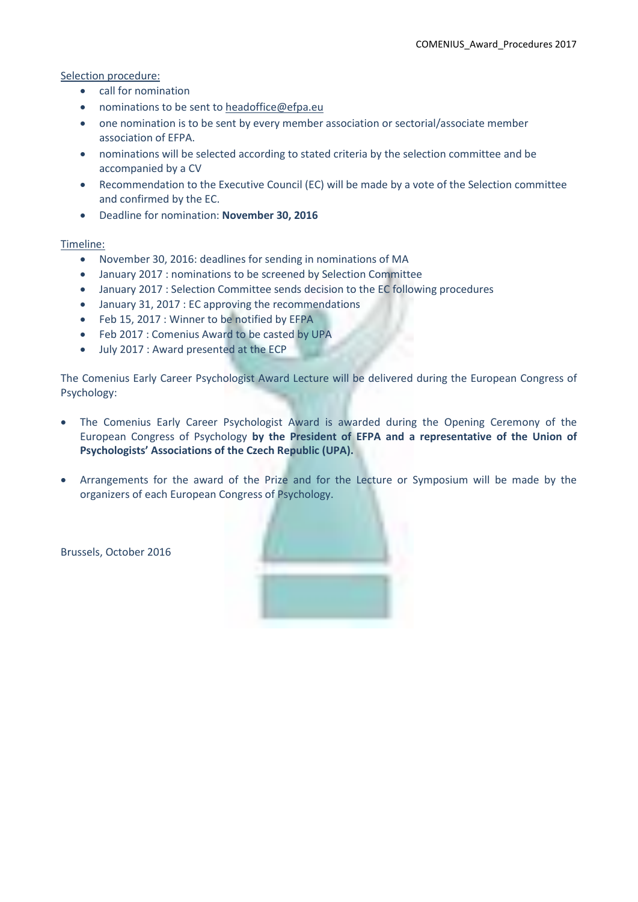Selection procedure:

- call for nomination
- nominations to be sent to headoffice@efpa.eu
- one nomination is to be sent by every member association or sectorial/associate member association of EFPA.
- nominations will be selected according to stated criteria by the selection committee and be accompanied by a CV
- Recommendation to the Executive Council (EC) will be made by a vote of the Selection committee and confirmed by the EC.
- Deadline for nomination: **November 30, 2016**

Timeline:

- November 30, 2016: deadlines for sending in nominations of MA
- January 2017 : nominations to be screened by Selection Committee
- January 2017 : Selection Committee sends decision to the EC following procedures
- January 31, 2017 : EC approving the recommendations
- Feb 15, 2017 : Winner to be notified by EFPA
- Feb 2017 : Comenius Award to be casted by UPA
- July 2017 : Award presented at the ECP

The Comenius Early Career Psychologist Award Lecture will be delivered during the European Congress of Psychology:

- The Comenius Early Career Psychologist Award is awarded during the Opening Ceremony of the European Congress of Psychology **by the President of EFPA and a representative of the Union of Psychologists' Associations of the Czech Republic (UPA).**

- Arrangements for the award of the Prize and for the Lecture or Symposium will be made by the organizers of each European Congress of Psychology.

Brussels, October 2016